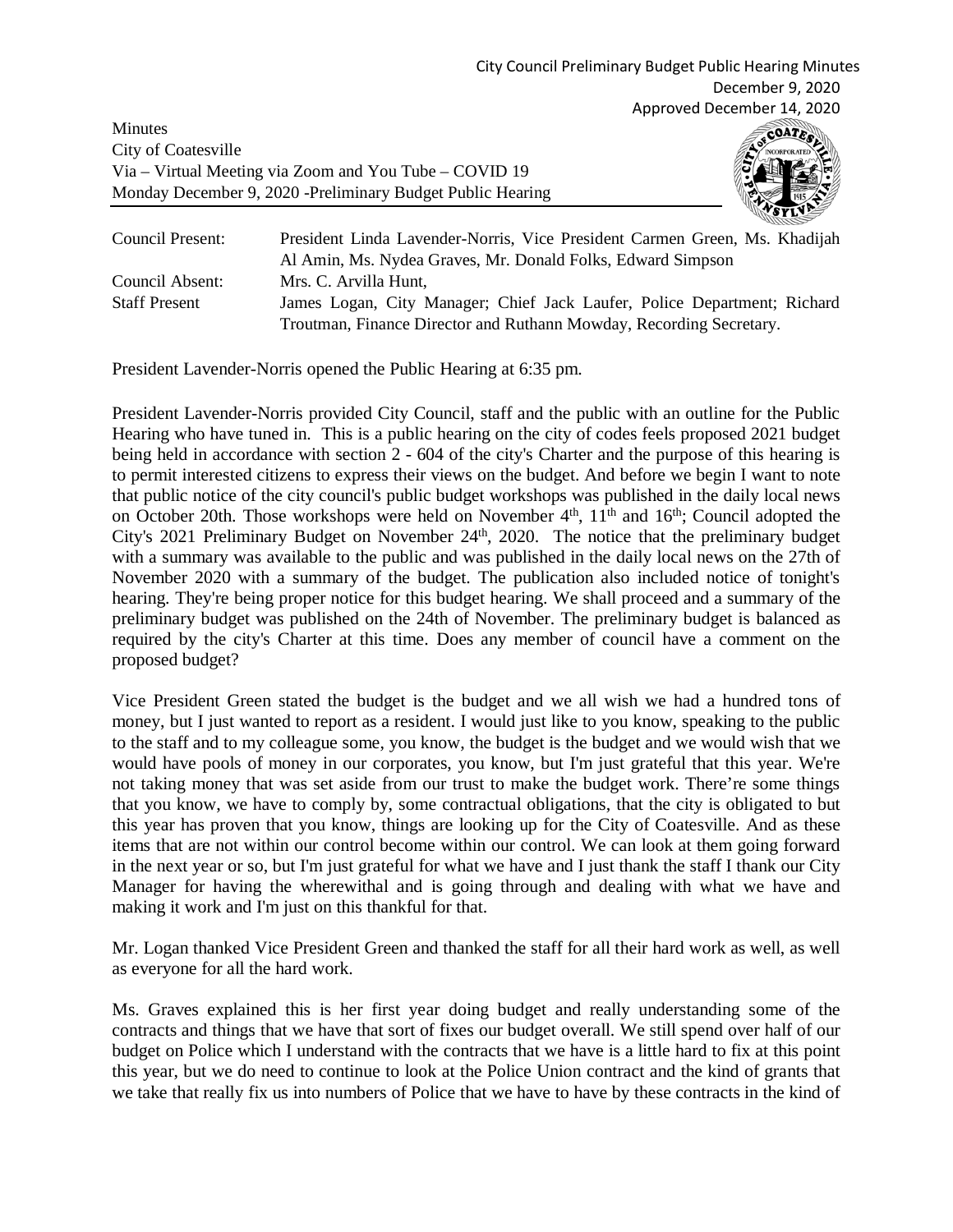City Council Preliminary Budget Public Hearing Minutes
December 9, 2020
Approved December 14, 2020

Minutes
City of Coatesville
Via – Virtual Meeting via Zoom and You Tube – COVID 19
Monday December 9, 2020 -Preliminary Budget Public Hearing

| | |
|---|---|
| Council Present: | President Linda Lavender-Norris, Vice President Carmen Green, Ms. Khadijah Al Amin, Ms. Nydea Graves, Mr. Donald Folks, Edward Simpson |
| Council Absent: | Mrs. C. Arvilla Hunt, |
| Staff Present | James Logan, City Manager; Chief Jack Laufer, Police Department; Richard Troutman, Finance Director and Ruthann Mowday, Recording Secretary. |

President Lavender-Norris opened the Public Hearing at 6:35 pm.

President Lavender-Norris provided City Council, staff and the public with an outline for the Public Hearing who have tuned in. This is a public hearing on the city of codes feels proposed 2021 budget being held in accordance with section 2 - 604 of the city's Charter and the purpose of this hearing is to permit interested citizens to express their views on the budget. And before we begin I want to note that public notice of the city council's public budget workshops was published in the daily local news on October 20th. Those workshops were held on November 4th, 11th and 16th; Council adopted the City's 2021 Preliminary Budget on November 24th, 2020. The notice that the preliminary budget with a summary was available to the public and was published in the daily local news on the 27th of November 2020 with a summary of the budget. The publication also included notice of tonight's hearing. They're being proper notice for this budget hearing. We shall proceed and a summary of the preliminary budget was published on the 24th of November. The preliminary budget is balanced as required by the city's Charter at this time. Does any member of council have a comment on the proposed budget?

Vice President Green stated the budget is the budget and we all wish we had a hundred tons of money, but I just wanted to report as a resident. I would just like to you know, speaking to the public to the staff and to my colleague some, you know, the budget is the budget and we would wish that we would have pools of money in our corporates, you know, but I'm just grateful that this year. We're not taking money that was set aside from our trust to make the budget work. There're some things that you know, we have to comply by, some contractual obligations, that the city is obligated to but this year has proven that you know, things are looking up for the City of Coatesville. And as these items that are not within our control become within our control. We can look at them going forward in the next year or so, but I'm just grateful for what we have and I just thank the staff I thank our City Manager for having the wherewithal and is going through and dealing with what we have and making it work and I'm just on this thankful for that.

Mr. Logan thanked Vice President Green and thanked the staff for all their hard work as well, as well as everyone for all the hard work.

Ms. Graves explained this is her first year doing budget and really understanding some of the contracts and things that we have that sort of fixes our budget overall. We still spend over half of our budget on Police which I understand with the contracts that we have is a little hard to fix at this point this year, but we do need to continue to look at the Police Union contract and the kind of grants that we take that really fix us into numbers of Police that we have to have by these contracts in the kind of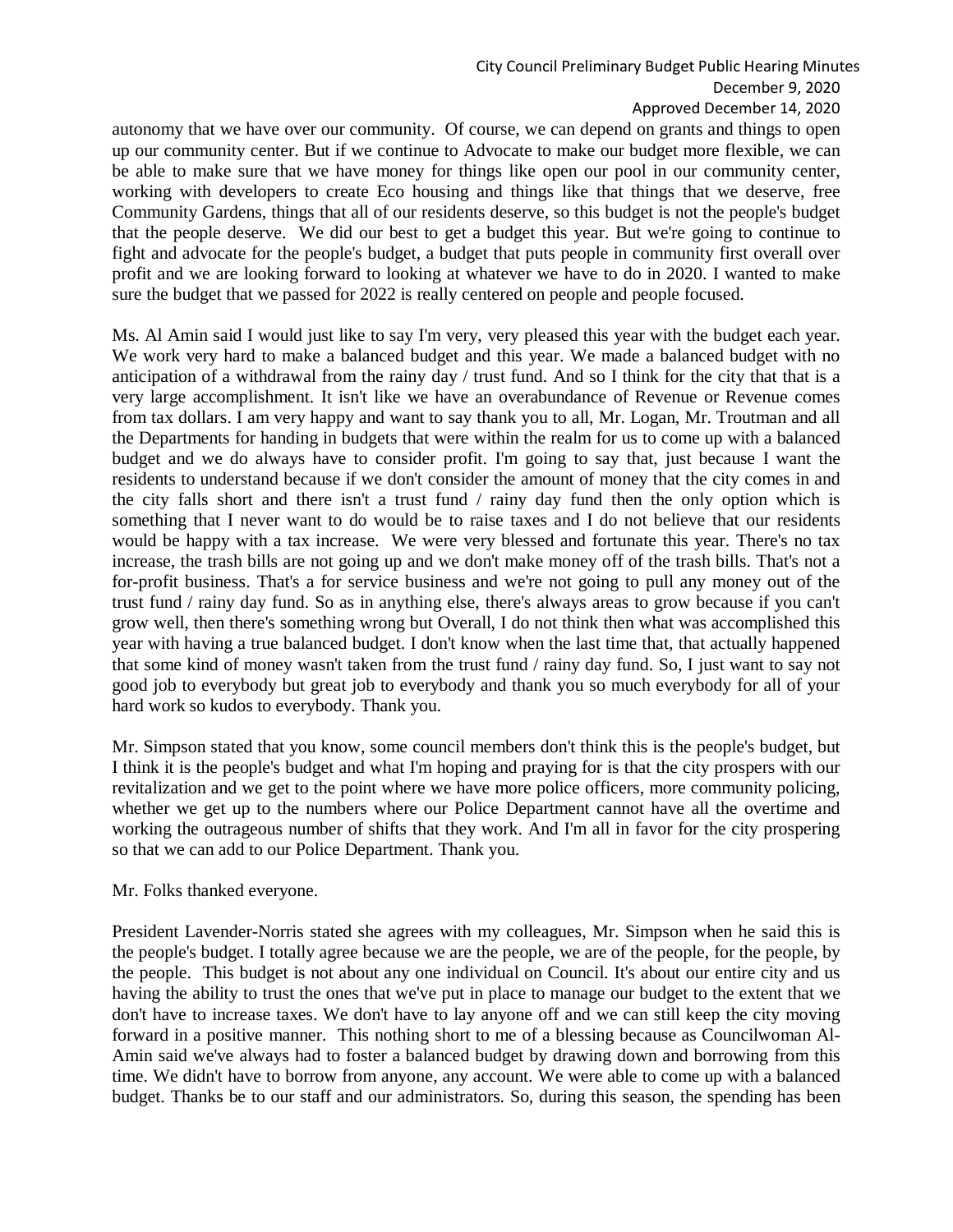autonomy that we have over our community. Of course, we can depend on grants and things to open up our community center. But if we continue to Advocate to make our budget more flexible, we can be able to make sure that we have money for things like open our pool in our community center, working with developers to create Eco housing and things like that things that we deserve, free Community Gardens, things that all of our residents deserve, so this budget is not the people's budget that the people deserve. We did our best to get a budget this year. But we're going to continue to fight and advocate for the people's budget, a budget that puts people in community first overall over profit and we are looking forward to looking at whatever we have to do in 2020. I wanted to make sure the budget that we passed for 2022 is really centered on people and people focused.

Ms. Al Amin said I would just like to say I'm very, very pleased this year with the budget each year. We work very hard to make a balanced budget and this year. We made a balanced budget with no anticipation of a withdrawal from the rainy day / trust fund. And so I think for the city that that is a very large accomplishment. It isn't like we have an overabundance of Revenue or Revenue comes from tax dollars. I am very happy and want to say thank you to all, Mr. Logan, Mr. Troutman and all the Departments for handing in budgets that were within the realm for us to come up with a balanced budget and we do always have to consider profit. I'm going to say that, just because I want the residents to understand because if we don't consider the amount of money that the city comes in and the city falls short and there isn't a trust fund / rainy day fund then the only option which is something that I never want to do would be to raise taxes and I do not believe that our residents would be happy with a tax increase. We were very blessed and fortunate this year. There's no tax increase, the trash bills are not going up and we don't make money off of the trash bills. That's not a for-profit business. That's a for service business and we're not going to pull any money out of the trust fund / rainy day fund. So as in anything else, there's always areas to grow because if you can't grow well, then there's something wrong but Overall, I do not think then what was accomplished this year with having a true balanced budget. I don't know when the last time that, that actually happened that some kind of money wasn't taken from the trust fund / rainy day fund. So, I just want to say not good job to everybody but great job to everybody and thank you so much everybody for all of your hard work so kudos to everybody. Thank you.

Mr. Simpson stated that you know, some council members don't think this is the people's budget, but I think it is the people's budget and what I'm hoping and praying for is that the city prospers with our revitalization and we get to the point where we have more police officers, more community policing, whether we get up to the numbers where our Police Department cannot have all the overtime and working the outrageous number of shifts that they work. And I'm all in favor for the city prospering so that we can add to our Police Department. Thank you.

Mr. Folks thanked everyone.

President Lavender-Norris stated she agrees with my colleagues, Mr. Simpson when he said this is the people's budget. I totally agree because we are the people, we are of the people, for the people, by the people. This budget is not about any one individual on Council. It's about our entire city and us having the ability to trust the ones that we've put in place to manage our budget to the extent that we don't have to increase taxes. We don't have to lay anyone off and we can still keep the city moving forward in a positive manner. This nothing short to me of a blessing because as Councilwoman Al-Amin said we've always had to foster a balanced budget by drawing down and borrowing from this time. We didn't have to borrow from anyone, any account. We were able to come up with a balanced budget. Thanks be to our staff and our administrators. So, during this season, the spending has been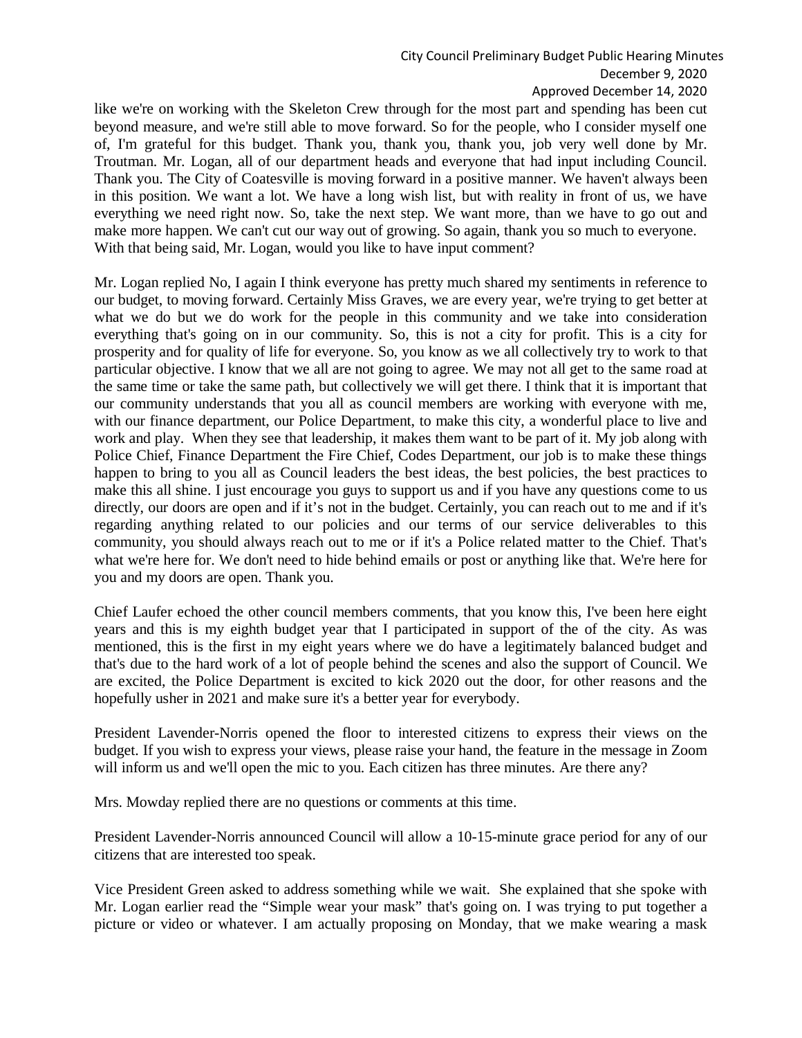like we're on working with the Skeleton Crew through for the most part and spending has been cut beyond measure, and we're still able to move forward. So for the people, who I consider myself one of, I'm grateful for this budget. Thank you, thank you, thank you, job very well done by Mr. Troutman. Mr. Logan, all of our department heads and everyone that had input including Council. Thank you. The City of Coatesville is moving forward in a positive manner. We haven't always been in this position. We want a lot. We have a long wish list, but with reality in front of us, we have everything we need right now. So, take the next step. We want more, than we have to go out and make more happen. We can't cut our way out of growing. So again, thank you so much to everyone. With that being said, Mr. Logan, would you like to have input comment?

Mr. Logan replied No, I again I think everyone has pretty much shared my sentiments in reference to our budget, to moving forward. Certainly Miss Graves, we are every year, we're trying to get better at what we do but we do work for the people in this community and we take into consideration everything that's going on in our community. So, this is not a city for profit. This is a city for prosperity and for quality of life for everyone. So, you know as we all collectively try to work to that particular objective. I know that we all are not going to agree. We may not all get to the same road at the same time or take the same path, but collectively we will get there. I think that it is important that our community understands that you all as council members are working with everyone with me, with our finance department, our Police Department, to make this city, a wonderful place to live and work and play. When they see that leadership, it makes them want to be part of it. My job along with Police Chief, Finance Department the Fire Chief, Codes Department, our job is to make these things happen to bring to you all as Council leaders the best ideas, the best policies, the best practices to make this all shine. I just encourage you guys to support us and if you have any questions come to us directly, our doors are open and if it's not in the budget. Certainly, you can reach out to me and if it's regarding anything related to our policies and our terms of our service deliverables to this community, you should always reach out to me or if it's a Police related matter to the Chief. That's what we're here for. We don't need to hide behind emails or post or anything like that. We're here for you and my doors are open. Thank you.

Chief Laufer echoed the other council members comments, that you know this, I've been here eight years and this is my eighth budget year that I participated in support of the of the city. As was mentioned, this is the first in my eight years where we do have a legitimately balanced budget and that's due to the hard work of a lot of people behind the scenes and also the support of Council. We are excited, the Police Department is excited to kick 2020 out the door, for other reasons and the hopefully usher in 2021 and make sure it's a better year for everybody.

President Lavender-Norris opened the floor to interested citizens to express their views on the budget. If you wish to express your views, please raise your hand, the feature in the message in Zoom will inform us and we'll open the mic to you. Each citizen has three minutes. Are there any?

Mrs. Mowday replied there are no questions or comments at this time.

President Lavender-Norris announced Council will allow a 10-15-minute grace period for any of our citizens that are interested too speak.

Vice President Green asked to address something while we wait. She explained that she spoke with Mr. Logan earlier read the "Simple wear your mask" that's going on. I was trying to put together a picture or video or whatever. I am actually proposing on Monday, that we make wearing a mask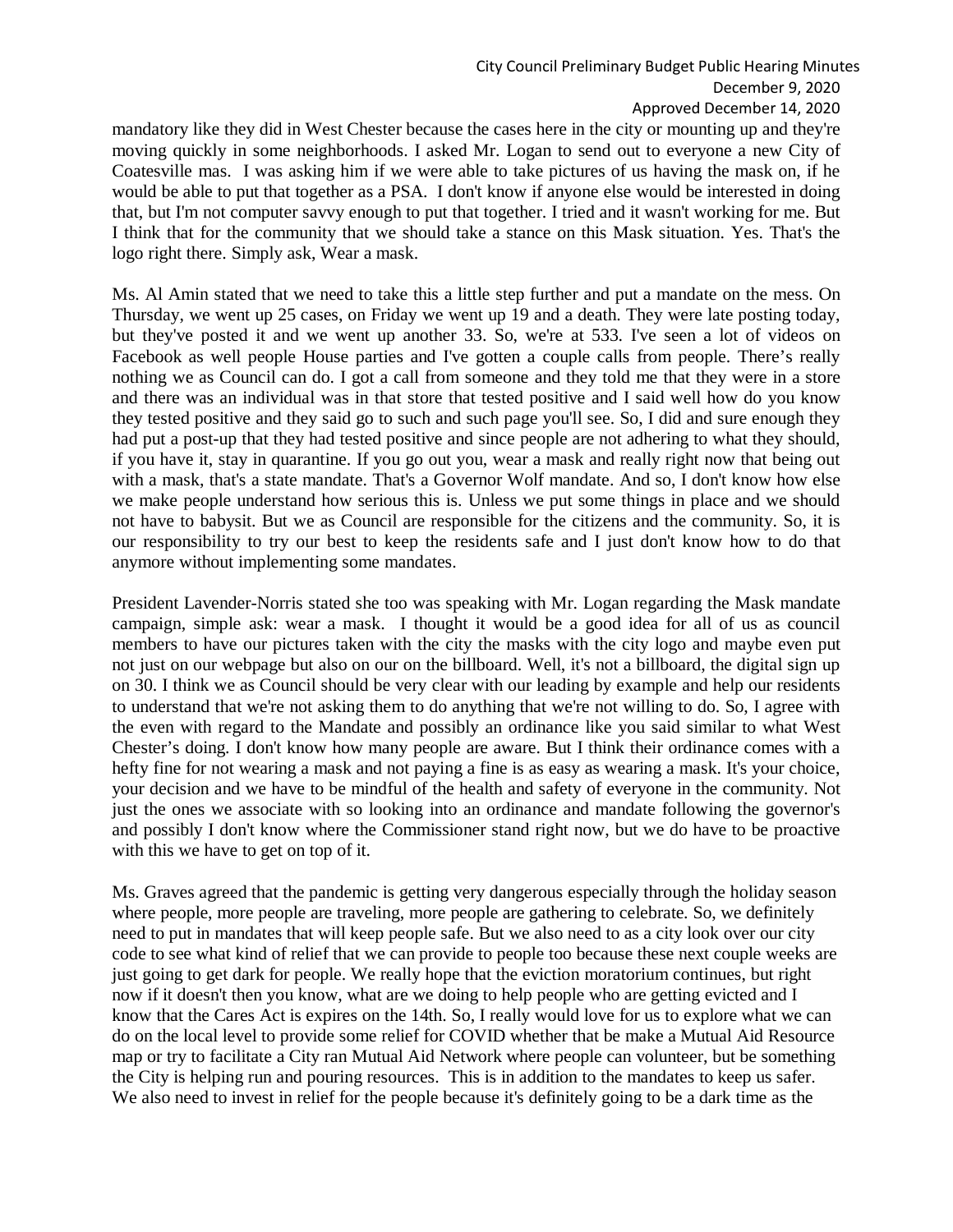mandatory like they did in West Chester because the cases here in the city or mounting up and they're moving quickly in some neighborhoods. I asked Mr. Logan to send out to everyone a new City of Coatesville mas. I was asking him if we were able to take pictures of us having the mask on, if he would be able to put that together as a PSA. I don't know if anyone else would be interested in doing that, but I'm not computer savvy enough to put that together. I tried and it wasn't working for me. But I think that for the community that we should take a stance on this Mask situation. Yes. That's the logo right there. Simply ask, Wear a mask.

Ms. Al Amin stated that we need to take this a little step further and put a mandate on the mess. On Thursday, we went up 25 cases, on Friday we went up 19 and a death. They were late posting today, but they've posted it and we went up another 33. So, we're at 533. I've seen a lot of videos on Facebook as well people House parties and I've gotten a couple calls from people. There's really nothing we as Council can do. I got a call from someone and they told me that they were in a store and there was an individual was in that store that tested positive and I said well how do you know they tested positive and they said go to such and such page you'll see. So, I did and sure enough they had put a post-up that they had tested positive and since people are not adhering to what they should, if you have it, stay in quarantine. If you go out you, wear a mask and really right now that being out with a mask, that's a state mandate. That's a Governor Wolf mandate. And so, I don't know how else we make people understand how serious this is. Unless we put some things in place and we should not have to babysit. But we as Council are responsible for the citizens and the community. So, it is our responsibility to try our best to keep the residents safe and I just don't know how to do that anymore without implementing some mandates.

President Lavender-Norris stated she too was speaking with Mr. Logan regarding the Mask mandate campaign, simple ask: wear a mask. I thought it would be a good idea for all of us as council members to have our pictures taken with the city the masks with the city logo and maybe even put not just on our webpage but also on our on the billboard. Well, it's not a billboard, the digital sign up on 30. I think we as Council should be very clear with our leading by example and help our residents to understand that we're not asking them to do anything that we're not willing to do. So, I agree with the even with regard to the Mandate and possibly an ordinance like you said similar to what West Chester's doing. I don't know how many people are aware. But I think their ordinance comes with a hefty fine for not wearing a mask and not paying a fine is as easy as wearing a mask. It's your choice, your decision and we have to be mindful of the health and safety of everyone in the community. Not just the ones we associate with so looking into an ordinance and mandate following the governor's and possibly I don't know where the Commissioner stand right now, but we do have to be proactive with this we have to get on top of it.

Ms. Graves agreed that the pandemic is getting very dangerous especially through the holiday season where people, more people are traveling, more people are gathering to celebrate. So, we definitely need to put in mandates that will keep people safe. But we also need to as a city look over our city code to see what kind of relief that we can provide to people too because these next couple weeks are just going to get dark for people. We really hope that the eviction moratorium continues, but right now if it doesn't then you know, what are we doing to help people who are getting evicted and I know that the Cares Act is expires on the 14th. So, I really would love for us to explore what we can do on the local level to provide some relief for COVID whether that be make a Mutual Aid Resource map or try to facilitate a City ran Mutual Aid Network where people can volunteer, but be something the City is helping run and pouring resources. This is in addition to the mandates to keep us safer. We also need to invest in relief for the people because it's definitely going to be a dark time as the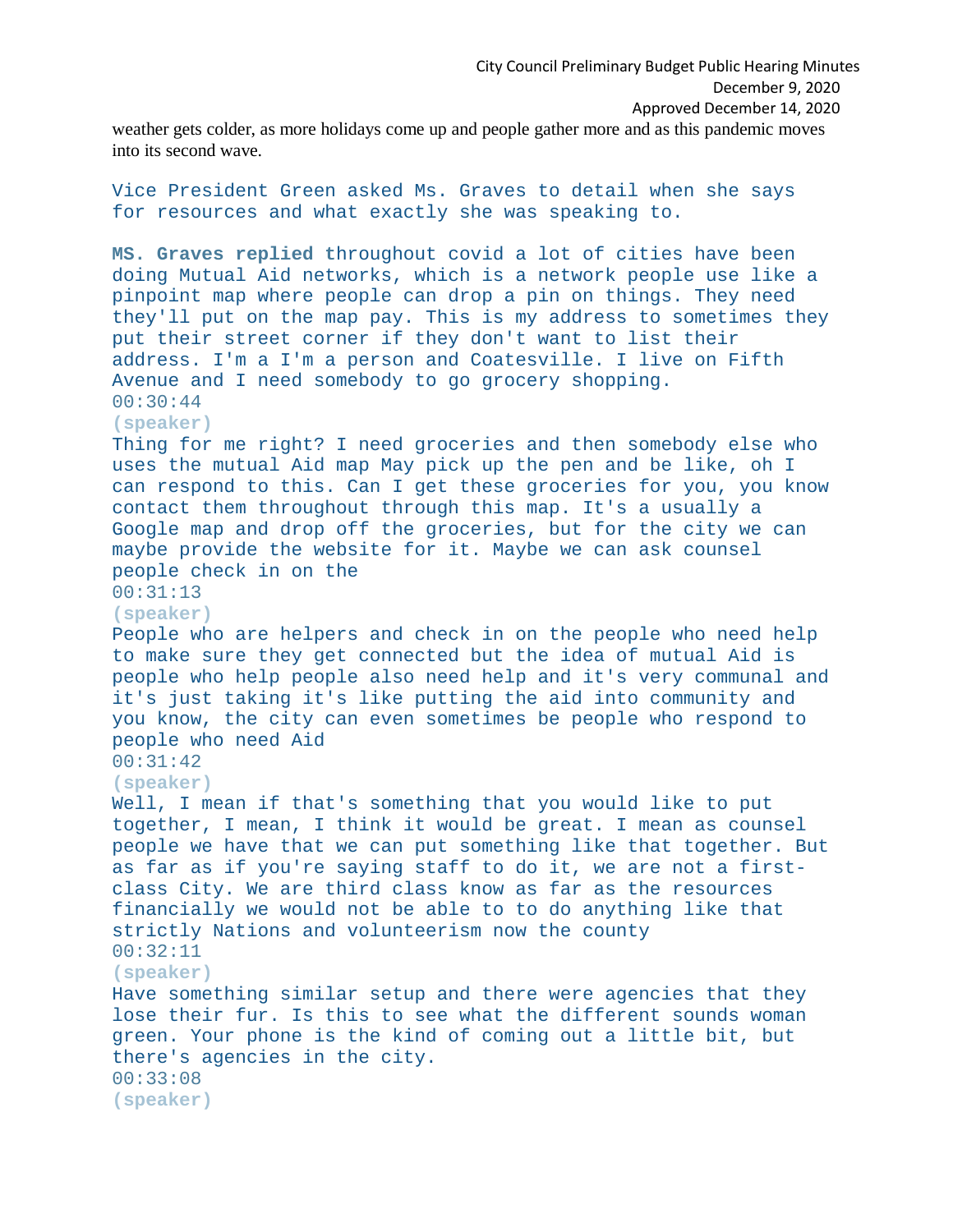weather gets colder, as more holidays come up and people gather more and as this pandemic moves into its second wave.

Vice President Green asked Ms. Graves to detail when she says for resources and what exactly she was speaking to.

**MS. Graves replied** throughout covid a lot of cities have been doing Mutual Aid networks, which is a network people use like a pinpoint map where people can drop a pin on things. They need they'll put on the map pay. This is my address to sometimes they put their street corner if they don't want to list their address. I'm a I'm a person and Coatesville. I live on Fifth Avenue and I need somebody to go grocery shopping.

00:30:44

**(speaker)**

Thing for me right? I need groceries and then somebody else who uses the mutual Aid map May pick up the pen and be like, oh I can respond to this. Can I get these groceries for you, you know contact them throughout through this map. It's a usually a Google map and drop off the groceries, but for the city we can maybe provide the website for it. Maybe we can ask counsel people check in on the

00:31:13

**(speaker)**

People who are helpers and check in on the people who need help to make sure they get connected but the idea of mutual Aid is people who help people also need help and it's very communal and it's just taking it's like putting the aid into community and you know, the city can even sometimes be people who respond to people who need Aid

00:31:42

**(speaker)**

Well, I mean if that's something that you would like to put together, I mean, I think it would be great. I mean as counsel people we have that we can put something like that together. But as far as if you're saying staff to do it, we are not a first-class City. We are third class know as far as the resources financially we would not be able to to do anything like that strictly Nations and volunteerism now the county

00:32:11

**(speaker)**

Have something similar setup and there were agencies that they lose their fur. Is this to see what the different sounds woman green. Your phone is the kind of coming out a little bit, but there's agencies in the city.

00:33:08

**(speaker)**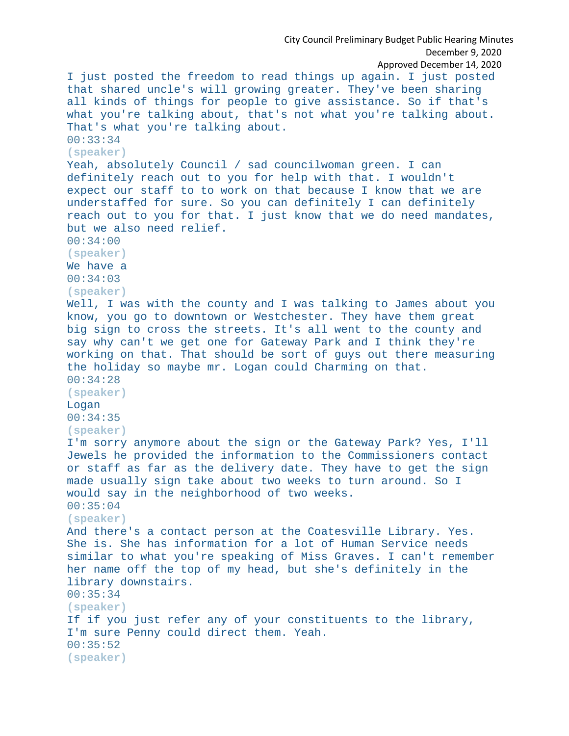I just posted the freedom to read things up again. I just posted that shared uncle's will growing greater. They've been sharing all kinds of things for people to give assistance. So if that's what you're talking about, that's not what you're talking about. That's what you're talking about.

00:33:34

**(speaker)**

Yeah, absolutely Council / sad councilwoman green. I can definitely reach out to you for help with that. I wouldn't expect our staff to to work on that because I know that we are understaffed for sure. So you can definitely I can definitely reach out to you for that. I just know that we do need mandates, but we also need relief.

00:34:00

**(speaker)**

We have a

00:34:03

**(speaker)**

Well, I was with the county and I was talking to James about you know, you go to downtown or Westchester. They have them great big sign to cross the streets. It's all went to the county and say why can't we get one for Gateway Park and I think they're working on that. That should be sort of guys out there measuring the holiday so maybe mr. Logan could Charming on that.

00:34:28

**(speaker)**

Logan

00:34:35

**(speaker)**

I'm sorry anymore about the sign or the Gateway Park? Yes, I'll Jewels he provided the information to the Commissioners contact or staff as far as the delivery date. They have to get the sign made usually sign take about two weeks to turn around. So I would say in the neighborhood of two weeks.

00:35:04

**(speaker)**

And there's a contact person at the Coatesville Library. Yes. She is. She has information for a lot of Human Service needs similar to what you're speaking of Miss Graves. I can't remember her name off the top of my head, but she's definitely in the library downstairs.

00:35:34

**(speaker)**

If if you just refer any of your constituents to the library, I'm sure Penny could direct them. Yeah.

00:35:52

**(speaker)**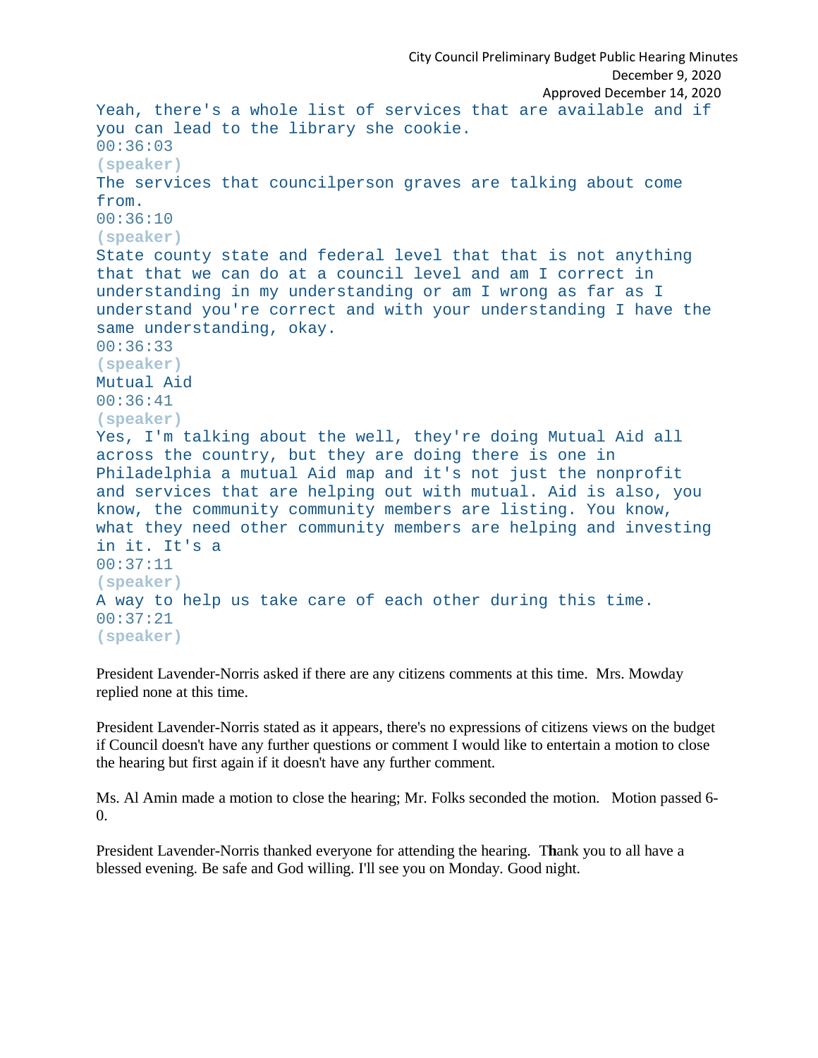Yeah, there's a whole list of services that are available and if you can lead to the library she cookie.

00:36:03

**(speaker)**

The services that councilperson graves are talking about come from.

00:36:10

**(speaker)**

State county state and federal level that that is not anything that that we can do at a council level and am I correct in understanding in my understanding or am I wrong as far as I understand you're correct and with your understanding I have the same understanding, okay.

00:36:33

**(speaker)**

Mutual Aid

00:36:41

**(speaker)**

Yes, I'm talking about the well, they're doing Mutual Aid all across the country, but they are doing there is one in Philadelphia a mutual Aid map and it's not just the nonprofit and services that are helping out with mutual. Aid is also, you know, the community community members are listing. You know, what they need other community members are helping and investing in it. It's a

00:37:11

**(speaker)**

A way to help us take care of each other during this time.

00:37:21

**(speaker)**

President Lavender-Norris asked if there are any citizens comments at this time. Mrs. Mowday replied none at this time.

President Lavender-Norris stated as it appears, there's no expressions of citizens views on the budget if Council doesn't have any further questions or comment I would like to entertain a motion to close the hearing but first again if it doesn't have any further comment.

Ms. Al Amin made a motion to close the hearing; Mr. Folks seconded the motion. Motion passed 6-0.

President Lavender-Norris thanked everyone for attending the hearing. Thank you to all have a blessed evening. Be safe and God willing. I'll see you on Monday. Good night.